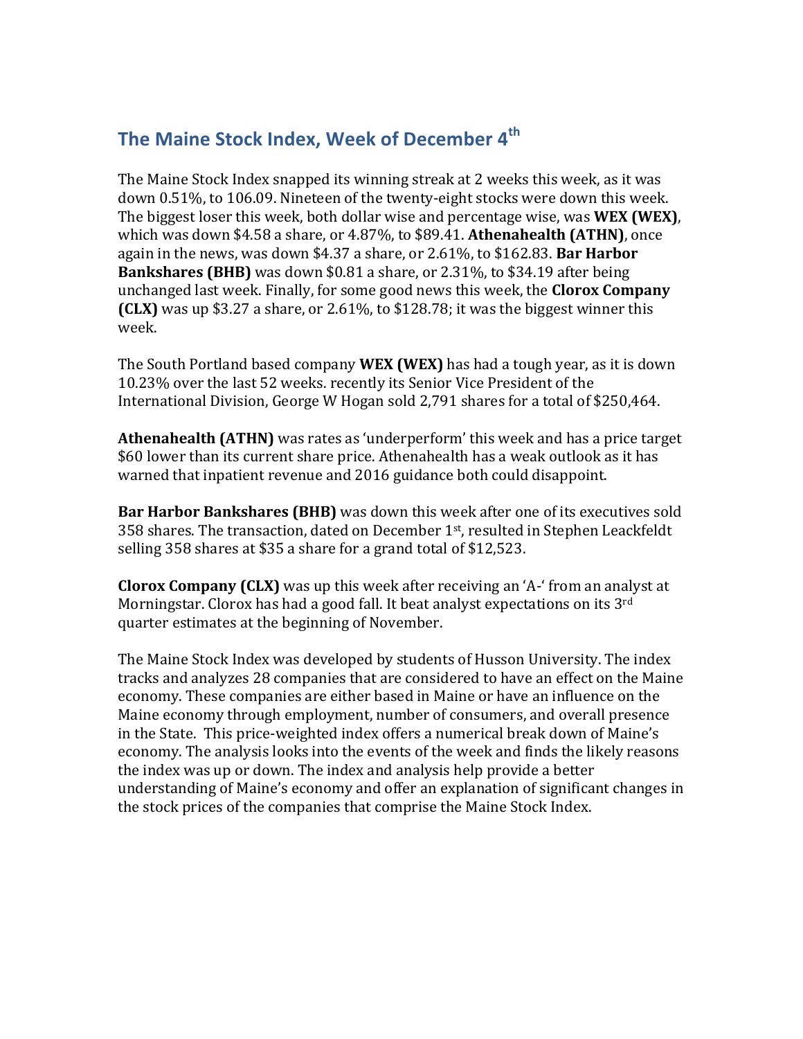## The Maine Stock Index, Week of December 4th

The Maine Stock Index snapped its winning streak at 2 weeks this week, as it was down 0.51%, to 106.09. Nineteen of the twenty-eight stocks were down this week. The biggest loser this week, both dollar wise and percentage wise, was **WEX (WEX)**, which was down $4.58 a share, or 4.87%, to $89.41. **Athenahealth (ATHN)**, once again in the news, was down $4.37 a share, or 2.61%, to $162.83. **Bar Harbor Bankshares (BHB)** was down $0.81 a share, or 2.31%, to $34.19 after being unchanged last week. Finally, for some good news this week, the **Clorox Company (CLX)** was up $3.27 a share, or 2.61%, to $128.78; it was the biggest winner this week.

The South Portland based company **WEX (WEX)** has had a tough year, as it is down 10.23% over the last 52 weeks. recently its Senior Vice President of the International Division, George W Hogan sold 2,791 shares for a total of $250,464.

**Athenahealth (ATHN)** was rates as 'underperform' this week and has a price target $60 lower than its current share price. Athenahealth has a weak outlook as it has warned that inpatient revenue and 2016 guidance both could disappoint.

**Bar Harbor Bankshares (BHB)** was down this week after one of its executives sold 358 shares. The transaction, dated on December 1st, resulted in Stephen Leackfeldt selling 358 shares at $35 a share for a grand total of $12,523.

**Clorox Company (CLX)** was up this week after receiving an 'A-' from an analyst at Morningstar. Clorox has had a good fall. It beat analyst expectations on its 3rd quarter estimates at the beginning of November.

The Maine Stock Index was developed by students of Husson University. The index tracks and analyzes 28 companies that are considered to have an effect on the Maine economy. These companies are either based in Maine or have an influence on the Maine economy through employment, number of consumers, and overall presence in the State. This price-weighted index offers a numerical break down of Maine's economy. The analysis looks into the events of the week and finds the likely reasons the index was up or down. The index and analysis help provide a better understanding of Maine's economy and offer an explanation of significant changes in the stock prices of the companies that comprise the Maine Stock Index.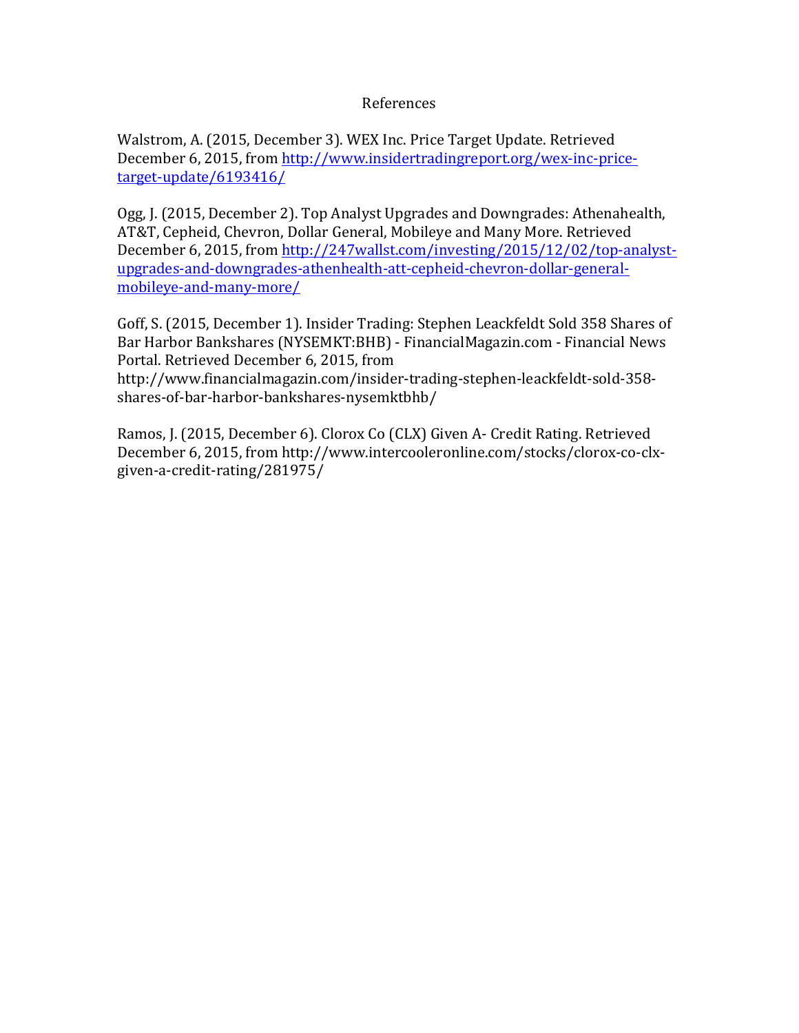# References

Walstrom, A. (2015, December 3). WEX Inc. Price Target Update. Retrieved December 6, 2015, from http://www.insidertradingreport.org/wex-inc-price-target-update/6193416/

Ogg, J. (2015, December 2). Top Analyst Upgrades and Downgrades: Athenahealth, AT&T, Cepheid, Chevron, Dollar General, Mobileye and Many More. Retrieved December 6, 2015, from http://247wallst.com/investing/2015/12/02/top-analyst-upgrades-and-downgrades-athenhealth-att-cepheid-chevron-dollar-general-mobileye-and-many-more/

Goff, S. (2015, December 1). Insider Trading: Stephen Leackfeldt Sold 358 Shares of Bar Harbor Bankshares (NYSEMKT:BHB) - FinancialMagazin.com - Financial News Portal. Retrieved December 6, 2015, from http://www.financialmagazin.com/insider-trading-stephen-leackfeldt-sold-358-shares-of-bar-harbor-bankshares-nysemktbhb/

Ramos, J. (2015, December 6). Clorox Co (CLX) Given A- Credit Rating. Retrieved December 6, 2015, from http://www.intercooleronline.com/stocks/clorox-co-clx-given-a-credit-rating/281975/